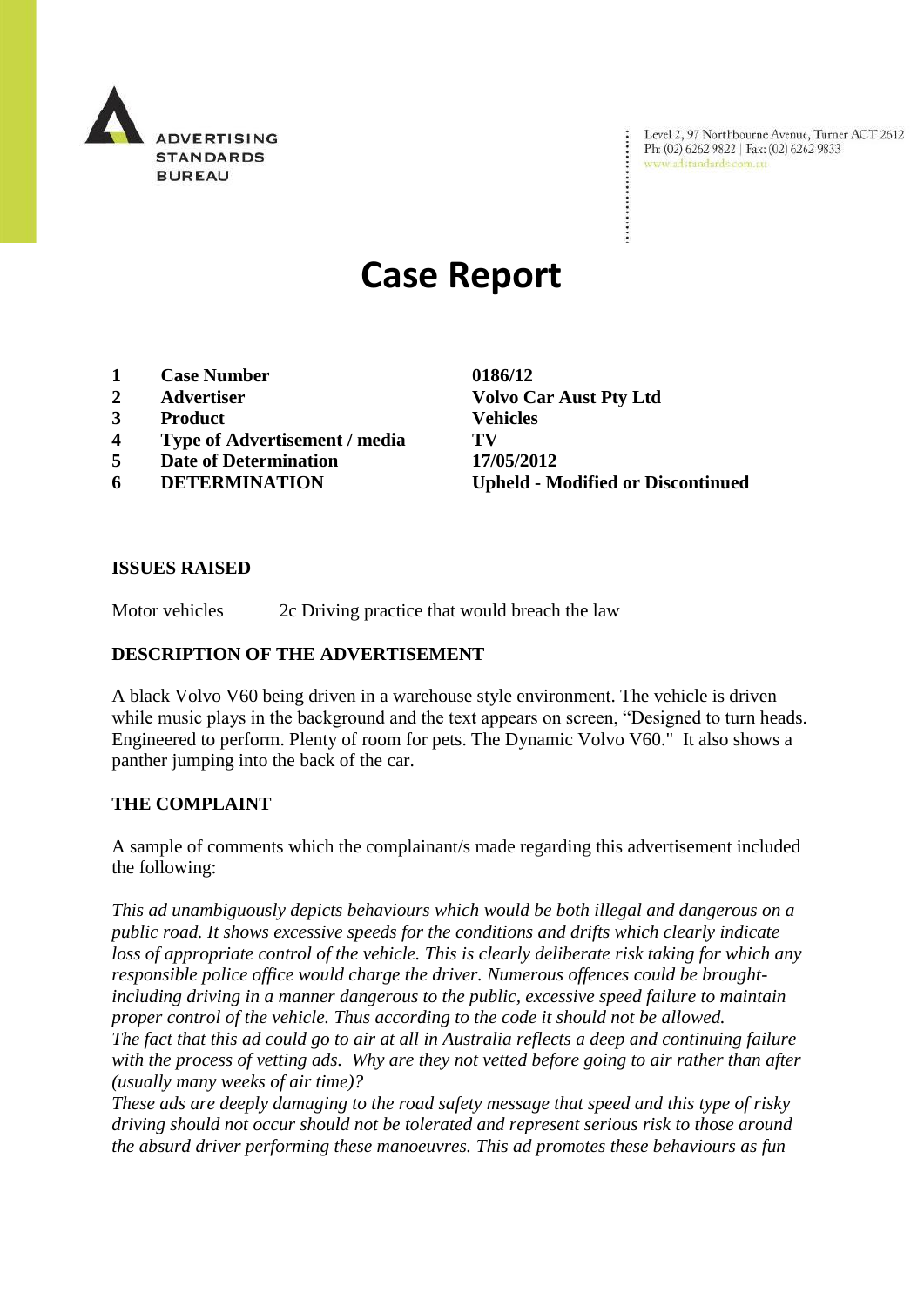ADVERTISING STANDARDS BUREAU

Level 2, 97 Northbourne Avenue, Turner ACT 2612
Ph: (02) 6262 9822 | Fax: (02) 6262 9833
www.adstandards.com.au

# Case Report

| | | |
|---|---|---|
| **1** | **Case Number** | **0186/12** |
| **2** | **Advertiser** | **Volvo Car Aust Pty Ltd** |
| **3** | **Product** | **Vehicles** |
| **4** | **Type of Advertisement / media** | **TV** |
| **5** | **Date of Determination** | **17/05/2012** |
| **6** | **DETERMINATION** | **Upheld - Modified or Discontinued** |

### ISSUES RAISED

Motor vehicles 2c Driving practice that would breach the law

### DESCRIPTION OF THE ADVERTISEMENT

A black Volvo V60 being driven in a warehouse style environment. The vehicle is driven while music plays in the background and the text appears on screen, "Designed to turn heads. Engineered to perform. Plenty of room for pets. The Dynamic Volvo V60." It also shows a panther jumping into the back of the car.

### THE COMPLAINT

A sample of comments which the complainant/s made regarding this advertisement included the following:

*This ad unambiguously depicts behaviours which would be both illegal and dangerous on a public road. It shows excessive speeds for the conditions and drifts which clearly indicate loss of appropriate control of the vehicle. This is clearly deliberate risk taking for which any responsible police office would charge the driver. Numerous offences could be brought- including driving in a manner dangerous to the public, excessive speed failure to maintain proper control of the vehicle. Thus according to the code it should not be allowed.*
*The fact that this ad could go to air at all in Australia reflects a deep and continuing failure with the process of vetting ads. Why are they not vetted before going to air rather than after (usually many weeks of air time)?*
*These ads are deeply damaging to the road safety message that speed and this type of risky driving should not occur should not be tolerated and represent serious risk to those around the absurd driver performing these manoeuvres. This ad promotes these behaviours as fun*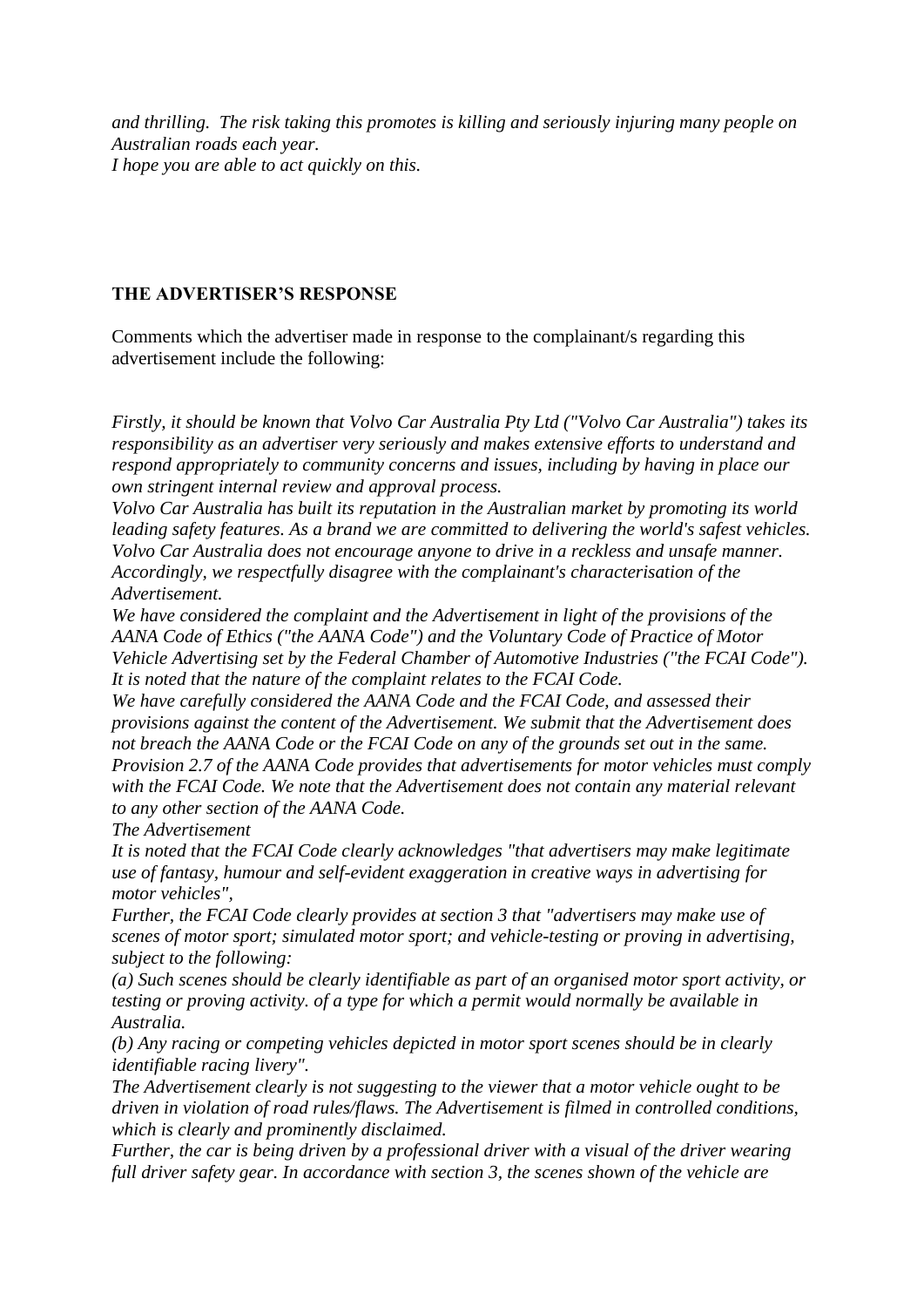*and thrilling. The risk taking this promotes is killing and seriously injuring many people on Australian roads each year.*
*I hope you are able to act quickly on this.*

**THE ADVERTISER'S RESPONSE**

Comments which the advertiser made in response to the complainant/s regarding this advertisement include the following:

*Firstly, it should be known that Volvo Car Australia Pty Ltd ("Volvo Car Australia") takes its responsibility as an advertiser very seriously and makes extensive efforts to understand and respond appropriately to community concerns and issues, including by having in place our own stringent internal review and approval process.*
*Volvo Car Australia has built its reputation in the Australian market by promoting its world leading safety features. As a brand we are committed to delivering the world's safest vehicles.*
*Volvo Car Australia does not encourage anyone to drive in a reckless and unsafe manner. Accordingly, we respectfully disagree with the complainant's characterisation of the Advertisement.*
*We have considered the complaint and the Advertisement in light of the provisions of the AANA Code of Ethics ("the AANA Code") and the Voluntary Code of Practice of Motor Vehicle Advertising set by the Federal Chamber of Automotive Industries ("the FCAI Code"). It is noted that the nature of the complaint relates to the FCAI Code.*
*We have carefully considered the AANA Code and the FCAI Code, and assessed their provisions against the content of the Advertisement. We submit that the Advertisement does not breach the AANA Code or the FCAI Code on any of the grounds set out in the same.*
*Provision 2.7 of the AANA Code provides that advertisements for motor vehicles must comply with the FCAI Code. We note that the Advertisement does not contain any material relevant to any other section of the AANA Code.*
*The Advertisement*
*It is noted that the FCAI Code clearly acknowledges "that advertisers may make legitimate use of fantasy, humour and self-evident exaggeration in creative ways in advertising for motor vehicles",*
*Further, the FCAI Code clearly provides at section 3 that "advertisers may make use of scenes of motor sport; simulated motor sport; and vehicle-testing or proving in advertising, subject to the following:*
*(a) Such scenes should be clearly identifiable as part of an organised motor sport activity, or testing or proving activity. of a type for which a permit would normally be available in Australia.*
*(b) Any racing or competing vehicles depicted in motor sport scenes should be in clearly identifiable racing livery".*
*The Advertisement clearly is not suggesting to the viewer that a motor vehicle ought to be driven in violation of road rules/flaws. The Advertisement is filmed in controlled conditions, which is clearly and prominently disclaimed.*
*Further, the car is being driven by a professional driver with a visual of the driver wearing full driver safety gear. In accordance with section 3, the scenes shown of the vehicle are*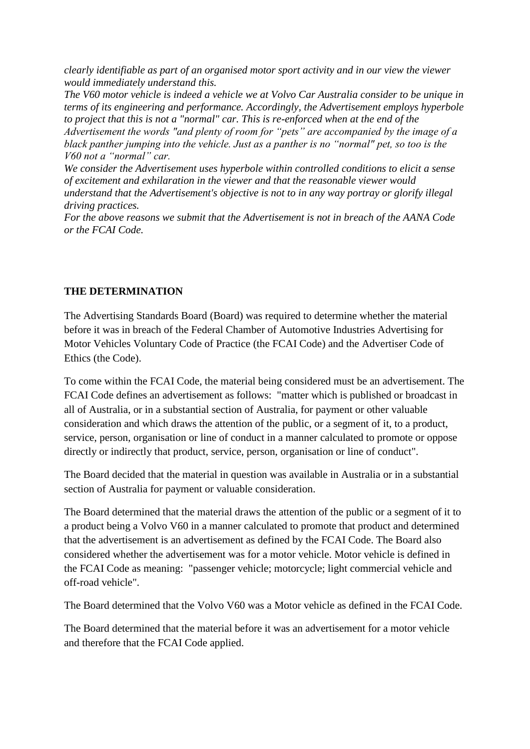*clearly identifiable as part of an organised motor sport activity and in our view the viewer would immediately understand this.*

*The V60 motor vehicle is indeed a vehicle we at Volvo Car Australia consider to be unique in terms of its engineering and performance. Accordingly, the Advertisement employs hyperbole to project that this is not a "normal" car. This is re-enforced when at the end of the Advertisement the words "and plenty of room for "pets" are accompanied by the image of a black panther jumping into the vehicle. Just as a panther is no "normal" pet, so too is the V60 not a "normal" car.*

*We consider the Advertisement uses hyperbole within controlled conditions to elicit a sense of excitement and exhilaration in the viewer and that the reasonable viewer would understand that the Advertisement's objective is not to in any way portray or glorify illegal driving practices.*

*For the above reasons we submit that the Advertisement is not in breach of the AANA Code or the FCAI Code.*

**THE DETERMINATION**

The Advertising Standards Board (Board) was required to determine whether the material before it was in breach of the Federal Chamber of Automotive Industries Advertising for Motor Vehicles Voluntary Code of Practice (the FCAI Code) and the Advertiser Code of Ethics (the Code).

To come within the FCAI Code, the material being considered must be an advertisement. The FCAI Code defines an advertisement as follows: "matter which is published or broadcast in all of Australia, or in a substantial section of Australia, for payment or other valuable consideration and which draws the attention of the public, or a segment of it, to a product, service, person, organisation or line of conduct in a manner calculated to promote or oppose directly or indirectly that product, service, person, organisation or line of conduct".

The Board decided that the material in question was available in Australia or in a substantial section of Australia for payment or valuable consideration.

The Board determined that the material draws the attention of the public or a segment of it to a product being a Volvo V60 in a manner calculated to promote that product and determined that the advertisement is an advertisement as defined by the FCAI Code. The Board also considered whether the advertisement was for a motor vehicle. Motor vehicle is defined in the FCAI Code as meaning: "passenger vehicle; motorcycle; light commercial vehicle and off-road vehicle".

The Board determined that the Volvo V60 was a Motor vehicle as defined in the FCAI Code.

The Board determined that the material before it was an advertisement for a motor vehicle and therefore that the FCAI Code applied.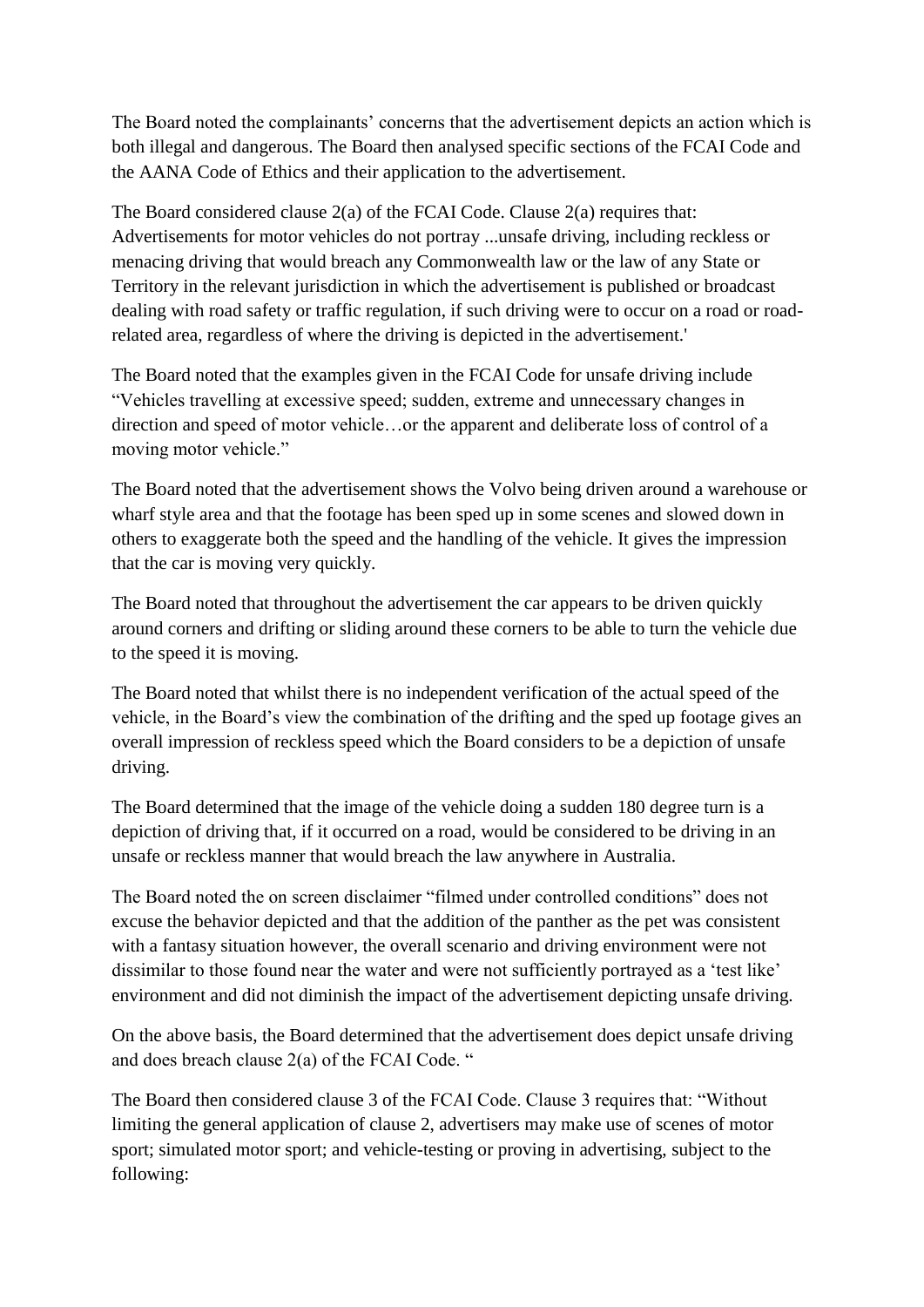The Board noted the complainants' concerns that the advertisement depicts an action which is both illegal and dangerous. The Board then analysed specific sections of the FCAI Code and the AANA Code of Ethics and their application to the advertisement.

The Board considered clause 2(a) of the FCAI Code. Clause 2(a) requires that: Advertisements for motor vehicles do not portray ...unsafe driving, including reckless or menacing driving that would breach any Commonwealth law or the law of any State or Territory in the relevant jurisdiction in which the advertisement is published or broadcast dealing with road safety or traffic regulation, if such driving were to occur on a road or road-related area, regardless of where the driving is depicted in the advertisement.'

The Board noted that the examples given in the FCAI Code for unsafe driving include "Vehicles travelling at excessive speed; sudden, extreme and unnecessary changes in direction and speed of motor vehicle…or the apparent and deliberate loss of control of a moving motor vehicle."

The Board noted that the advertisement shows the Volvo being driven around a warehouse or wharf style area and that the footage has been sped up in some scenes and slowed down in others to exaggerate both the speed and the handling of the vehicle. It gives the impression that the car is moving very quickly.

The Board noted that throughout the advertisement the car appears to be driven quickly around corners and drifting or sliding around these corners to be able to turn the vehicle due to the speed it is moving.

The Board noted that whilst there is no independent verification of the actual speed of the vehicle, in the Board's view the combination of the drifting and the sped up footage gives an overall impression of reckless speed which the Board considers to be a depiction of unsafe driving.

The Board determined that the image of the vehicle doing a sudden 180 degree turn is a depiction of driving that, if it occurred on a road, would be considered to be driving in an unsafe or reckless manner that would breach the law anywhere in Australia.

The Board noted the on screen disclaimer "filmed under controlled conditions" does not excuse the behavior depicted and that the addition of the panther as the pet was consistent with a fantasy situation however, the overall scenario and driving environment were not dissimilar to those found near the water and were not sufficiently portrayed as a 'test like' environment and did not diminish the impact of the advertisement depicting unsafe driving.

On the above basis, the Board determined that the advertisement does depict unsafe driving and does breach clause 2(a) of the FCAI Code. "

The Board then considered clause 3 of the FCAI Code. Clause 3 requires that: "Without limiting the general application of clause 2, advertisers may make use of scenes of motor sport; simulated motor sport; and vehicle-testing or proving in advertising, subject to the following: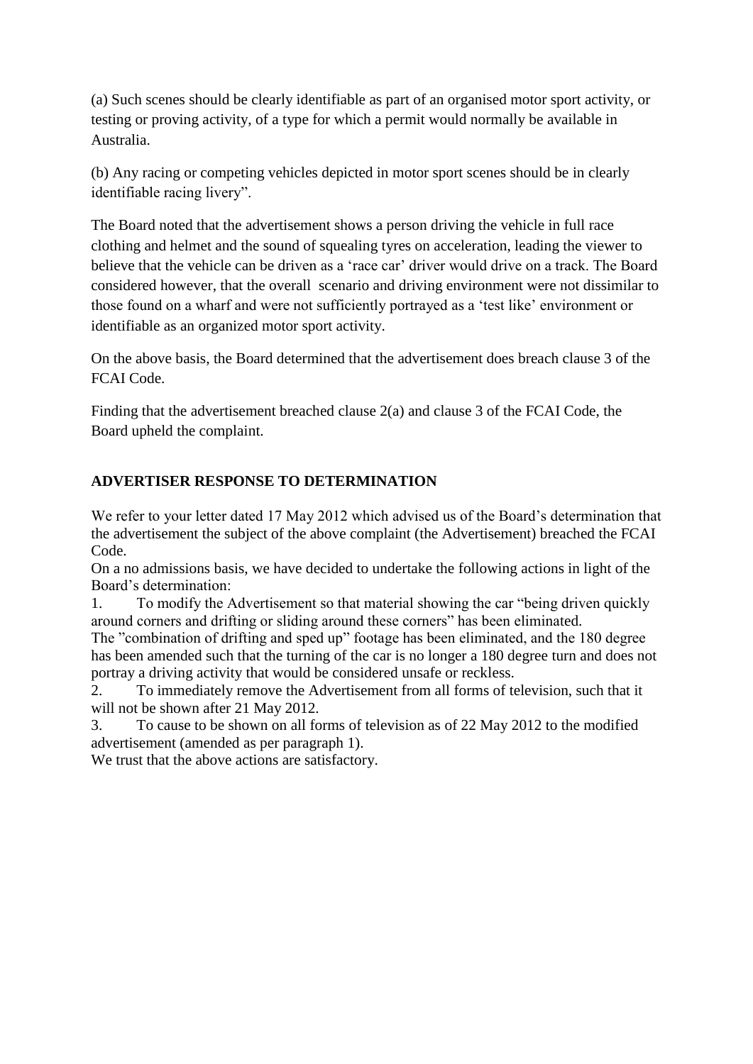(a) Such scenes should be clearly identifiable as part of an organised motor sport activity, or testing or proving activity, of a type for which a permit would normally be available in Australia.

(b) Any racing or competing vehicles depicted in motor sport scenes should be in clearly identifiable racing livery".

The Board noted that the advertisement shows a person driving the vehicle in full race clothing and helmet and the sound of squealing tyres on acceleration, leading the viewer to believe that the vehicle can be driven as a 'race car' driver would drive on a track. The Board considered however, that the overall scenario and driving environment were not dissimilar to those found on a wharf and were not sufficiently portrayed as a 'test like' environment or identifiable as an organized motor sport activity.

On the above basis, the Board determined that the advertisement does breach clause 3 of the FCAI Code.

Finding that the advertisement breached clause 2(a) and clause 3 of the FCAI Code, the Board upheld the complaint.

## ADVERTISER RESPONSE TO DETERMINATION

We refer to your letter dated 17 May 2012 which advised us of the Board's determination that the advertisement the subject of the above complaint (the Advertisement) breached the FCAI Code.
On a no admissions basis, we have decided to undertake the following actions in light of the Board's determination:

1. To modify the Advertisement so that material showing the car "being driven quickly around corners and drifting or sliding around these corners" has been eliminated.
The "combination of drifting and sped up" footage has been eliminated, and the 180 degree has been amended such that the turning of the car is no longer a 180 degree turn and does not portray a driving activity that would be considered unsafe or reckless.
2. To immediately remove the Advertisement from all forms of television, such that it will not be shown after 21 May 2012.
3. To cause to be shown on all forms of television as of 22 May 2012 to the modified advertisement (amended as per paragraph 1).

We trust that the above actions are satisfactory.